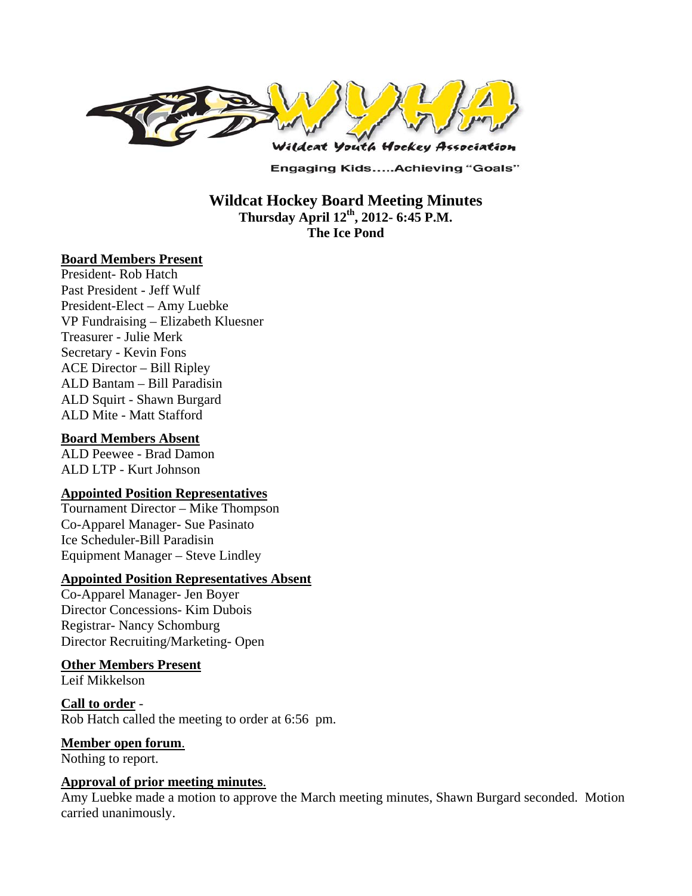Wildcat Youth Hockey Association

Engaging Kids.....Achieving "Goals"

# Wildcat Hockey Board Meeting Minutes

**Thursday April 12th, 2012- 6:45 P.M.**

**The Ice Pond**

**Board Members Present**

President- Rob Hatch
Past President - Jeff Wulf
President-Elect – Amy Luebke
VP Fundraising – Elizabeth Kluesner
Treasurer - Julie Merk
Secretary - Kevin Fons
ACE Director – Bill Ripley
ALD Bantam – Bill Paradisin
ALD Squirt - Shawn Burgard
ALD Mite - Matt Stafford

**Board Members Absent**

ALD Peewee - Brad Damon
ALD LTP - Kurt Johnson

**Appointed Position Representatives**

Tournament Director – Mike Thompson
Co-Apparel Manager- Sue Pasinato
Ice Scheduler-Bill Paradisin
Equipment Manager – Steve Lindley

**Appointed Position Representatives Absent**

Co-Apparel Manager- Jen Boyer
Director Concessions- Kim Dubois
Registrar- Nancy Schomburg
Director Recruiting/Marketing- Open

**Other Members Present**

Leif Mikkelson

**Call to order** -
Rob Hatch called the meeting to order at 6:56 pm.

**Member open forum**.
Nothing to report.

**Approval of prior meeting minutes**.
Amy Luebke made a motion to approve the March meeting minutes, Shawn Burgard seconded. Motion carried unanimously.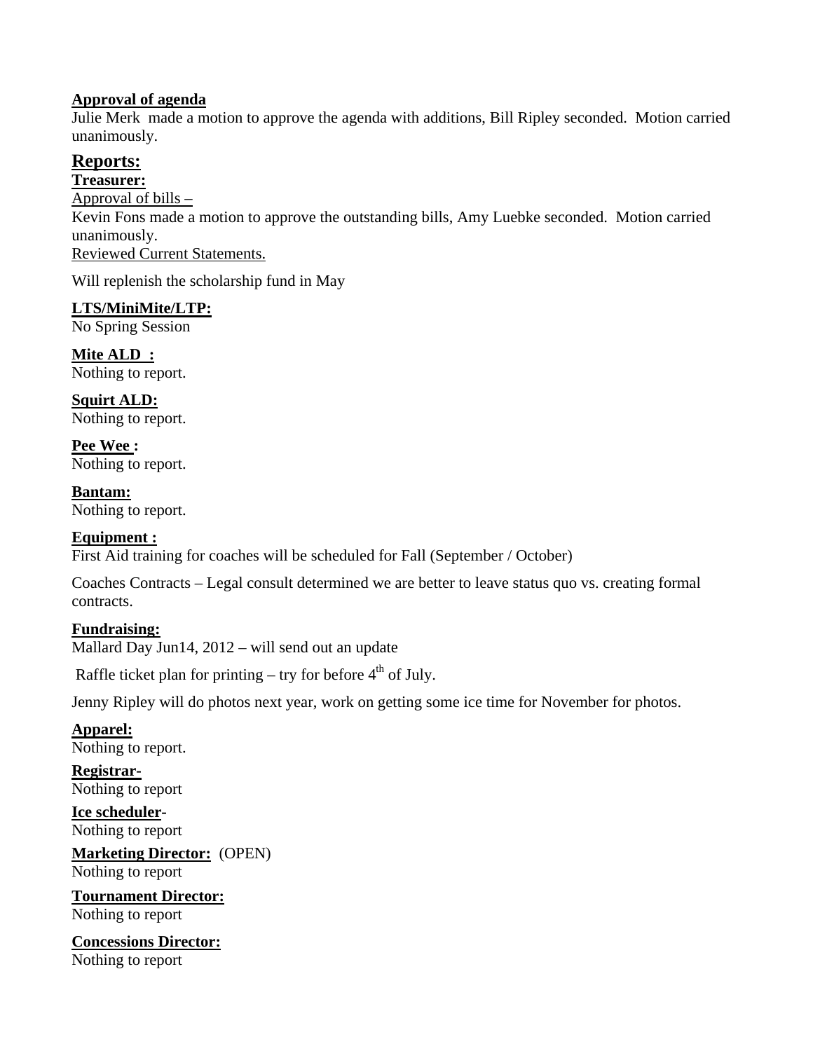**Approval of agenda**

Julie Merk made a motion to approve the agenda with additions, Bill Ripley seconded. Motion carried unanimously.

## Reports:

**Treasurer:**

Approval of bills –

Kevin Fons made a motion to approve the outstanding bills, Amy Luebke seconded. Motion carried unanimously.

Reviewed Current Statements.

Will replenish the scholarship fund in May

**LTS/MiniMite/LTP:**

No Spring Session

**Mite ALD :**

Nothing to report.

**Squirt ALD:**

Nothing to report.

**Pee Wee :**

Nothing to report.

**Bantam:**

Nothing to report.

**Equipment :**

First Aid training for coaches will be scheduled for Fall (September / October)

Coaches Contracts – Legal consult determined we are better to leave status quo vs. creating formal contracts.

**Fundraising:**

Mallard Day Jun14, 2012 – will send out an update

Raffle ticket plan for printing – try for before 4th of July.

Jenny Ripley will do photos next year, work on getting some ice time for November for photos.

**Apparel:**

Nothing to report.

**Registrar-**

Nothing to report

**Ice scheduler-**

Nothing to report

**Marketing Director:** (OPEN)

Nothing to report

**Tournament Director:**

Nothing to report

**Concessions Director:**

Nothing to report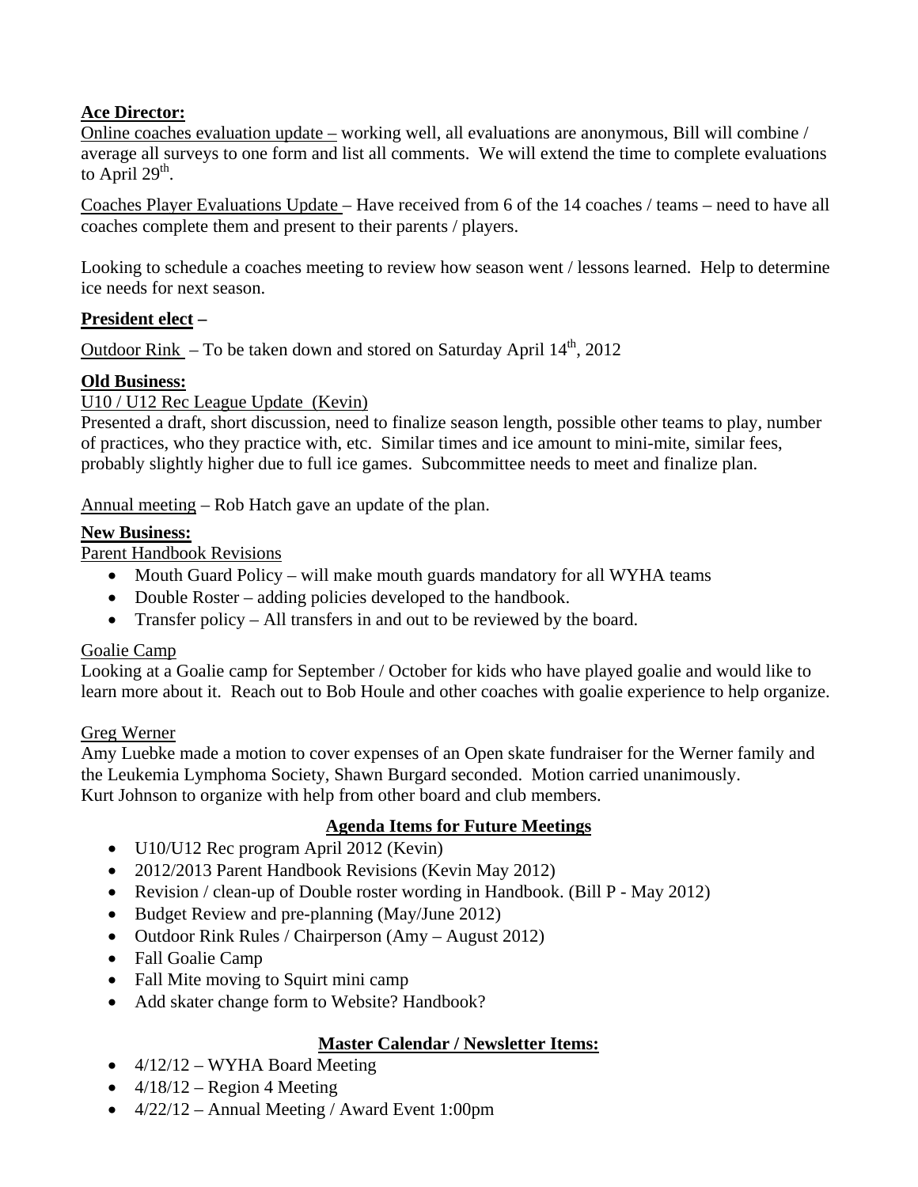**Ace Director:**

Online coaches evaluation update – working well, all evaluations are anonymous, Bill will combine / average all surveys to one form and list all comments. We will extend the time to complete evaluations to April 29th.

Coaches Player Evaluations Update – Have received from 6 of the 14 coaches / teams – need to have all coaches complete them and present to their parents / players.

Looking to schedule a coaches meeting to review how season went / lessons learned. Help to determine ice needs for next season.

**President elect –**

Outdoor Rink – To be taken down and stored on Saturday April 14th, 2012

**Old Business:**

U10 / U12 Rec League Update (Kevin)
Presented a draft, short discussion, need to finalize season length, possible other teams to play, number of practices, who they practice with, etc. Similar times and ice amount to mini-mite, similar fees, probably slightly higher due to full ice games. Subcommittee needs to meet and finalize plan.

Annual meeting – Rob Hatch gave an update of the plan.

**New Business:**

Parent Handbook Revisions

- Mouth Guard Policy – will make mouth guards mandatory for all WYHA teams
- Double Roster – adding policies developed to the handbook.
- Transfer policy – All transfers in and out to be reviewed by the board.

Goalie Camp
Looking at a Goalie camp for September / October for kids who have played goalie and would like to learn more about it. Reach out to Bob Houle and other coaches with goalie experience to help organize.

Greg Werner
Amy Luebke made a motion to cover expenses of an Open skate fundraiser for the Werner family and the Leukemia Lymphoma Society, Shawn Burgard seconded. Motion carried unanimously.
Kurt Johnson to organize with help from other board and club members.

**Agenda Items for Future Meetings**

- U10/U12 Rec program April 2012 (Kevin)
- 2012/2013 Parent Handbook Revisions (Kevin May 2012)
- Revision / clean-up of Double roster wording in Handbook. (Bill P - May 2012)
- Budget Review and pre-planning (May/June 2012)
- Outdoor Rink Rules / Chairperson (Amy – August 2012)
- Fall Goalie Camp
- Fall Mite moving to Squirt mini camp
- Add skater change form to Website? Handbook?

**Master Calendar / Newsletter Items:**

- 4/12/12 – WYHA Board Meeting
- 4/18/12 – Region 4 Meeting
- 4/22/12 – Annual Meeting / Award Event 1:00pm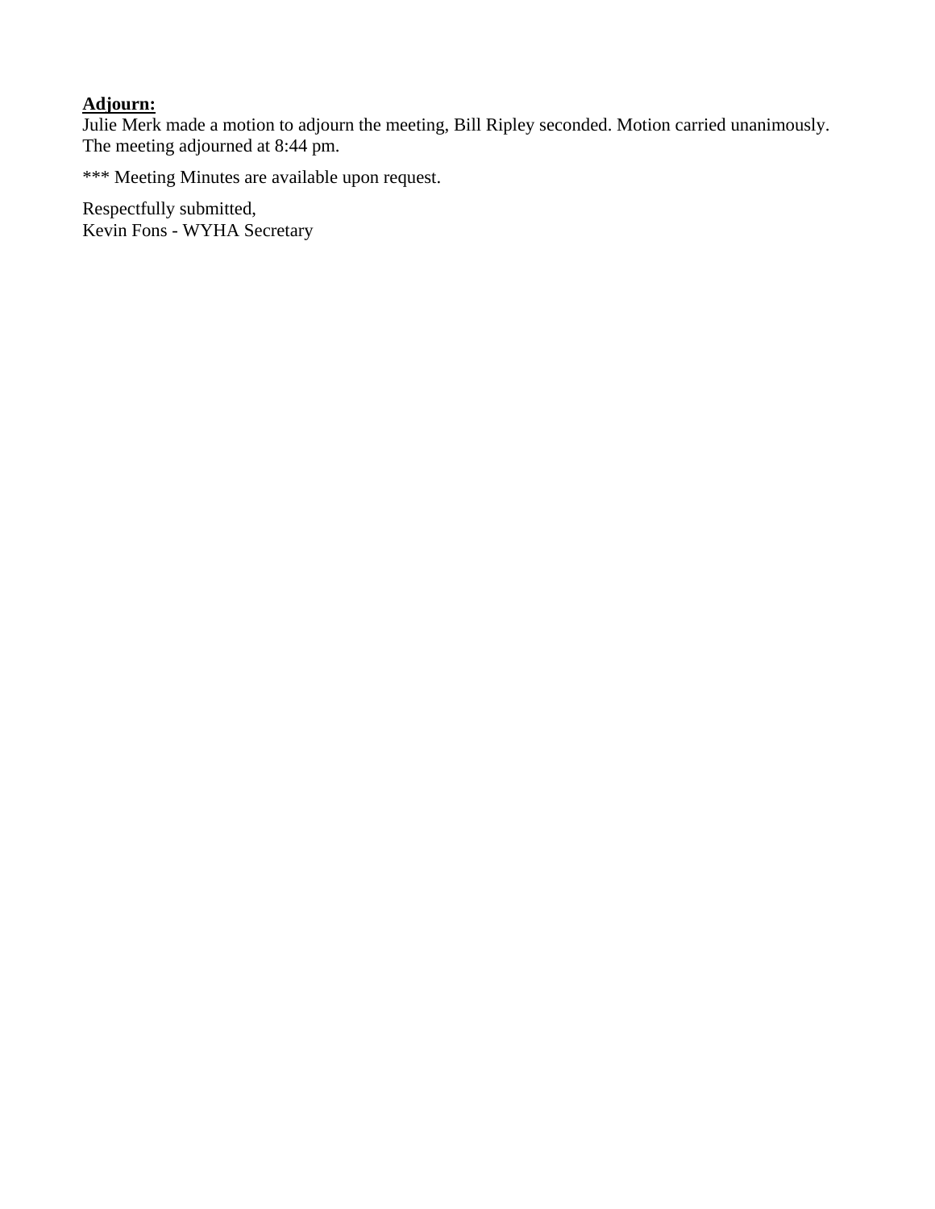**Adjourn:**
Julie Merk made a motion to adjourn the meeting, Bill Ripley seconded. Motion carried unanimously. The meeting adjourned at 8:44 pm.

*** Meeting Minutes are available upon request.

Respectfully submitted,
Kevin Fons - WYHA Secretary